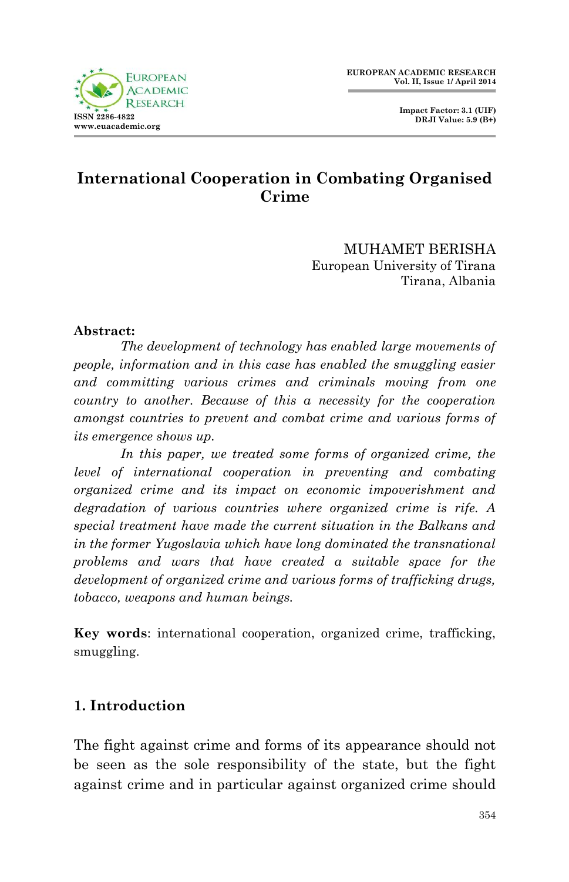# International Cooperation in Combating Organised Crime

MUHAMET BERISHA
European University of Tirana
Tirana, Albania

**Abstract:**

*The development of technology has enabled large movements of people, information and in this case has enabled the smuggling easier and committing various crimes and criminals moving from one country to another. Because of this a necessity for the cooperation amongst countries to prevent and combat crime and various forms of its emergence shows up.*

*In this paper, we treated some forms of organized crime, the level of international cooperation in preventing and combating organized crime and its impact on economic impoverishment and degradation of various countries where organized crime is rife. A special treatment have made the current situation in the Balkans and in the former Yugoslavia which have long dominated the transnational problems and wars that have created a suitable space for the development of organized crime and various forms of trafficking drugs, tobacco, weapons and human beings.*

**Key words**: international cooperation, organized crime, trafficking, smuggling.

## 1. Introduction

The fight against crime and forms of its appearance should not be seen as the sole responsibility of the state, but the fight against crime and in particular against organized crime should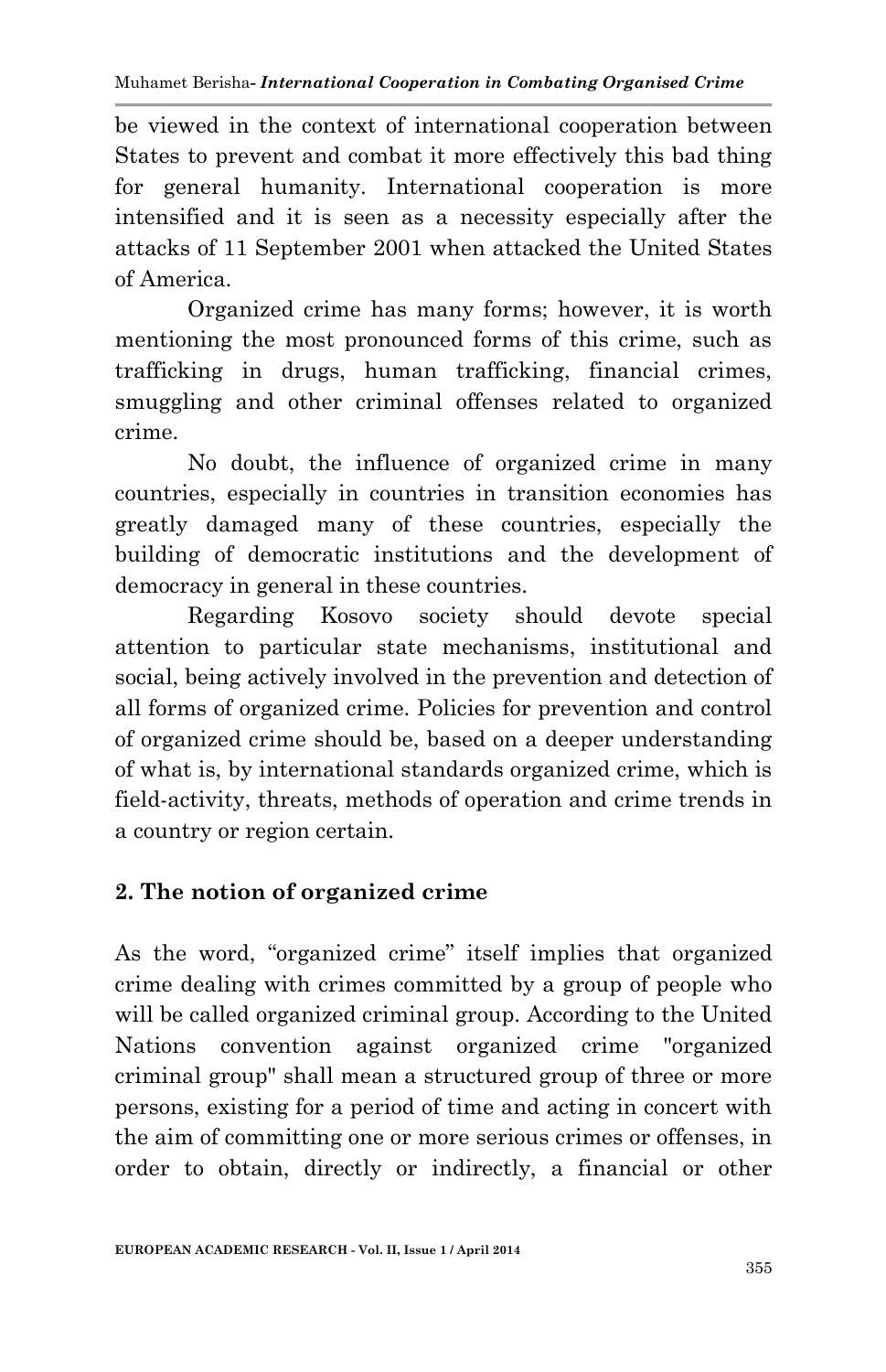be viewed in the context of international cooperation between States to prevent and combat it more effectively this bad thing for general humanity. International cooperation is more intensified and it is seen as a necessity especially after the attacks of 11 September 2001 when attacked the United States of America.

Organized crime has many forms; however, it is worth mentioning the most pronounced forms of this crime, such as trafficking in drugs, human trafficking, financial crimes, smuggling and other criminal offenses related to organized crime.

No doubt, the influence of organized crime in many countries, especially in countries in transition economies has greatly damaged many of these countries, especially the building of democratic institutions and the development of democracy in general in these countries.

Regarding Kosovo society should devote special attention to particular state mechanisms, institutional and social, being actively involved in the prevention and detection of all forms of organized crime. Policies for prevention and control of organized crime should be, based on a deeper understanding of what is, by international standards organized crime, which is field-activity, threats, methods of operation and crime trends in a country or region certain.

## 2. The notion of organized crime

As the word, "organized crime" itself implies that organized crime dealing with crimes committed by a group of people who will be called organized criminal group. According to the United Nations convention against organized crime "organized criminal group" shall mean a structured group of three or more persons, existing for a period of time and acting in concert with the aim of committing one or more serious crimes or offenses, in order to obtain, directly or indirectly, a financial or other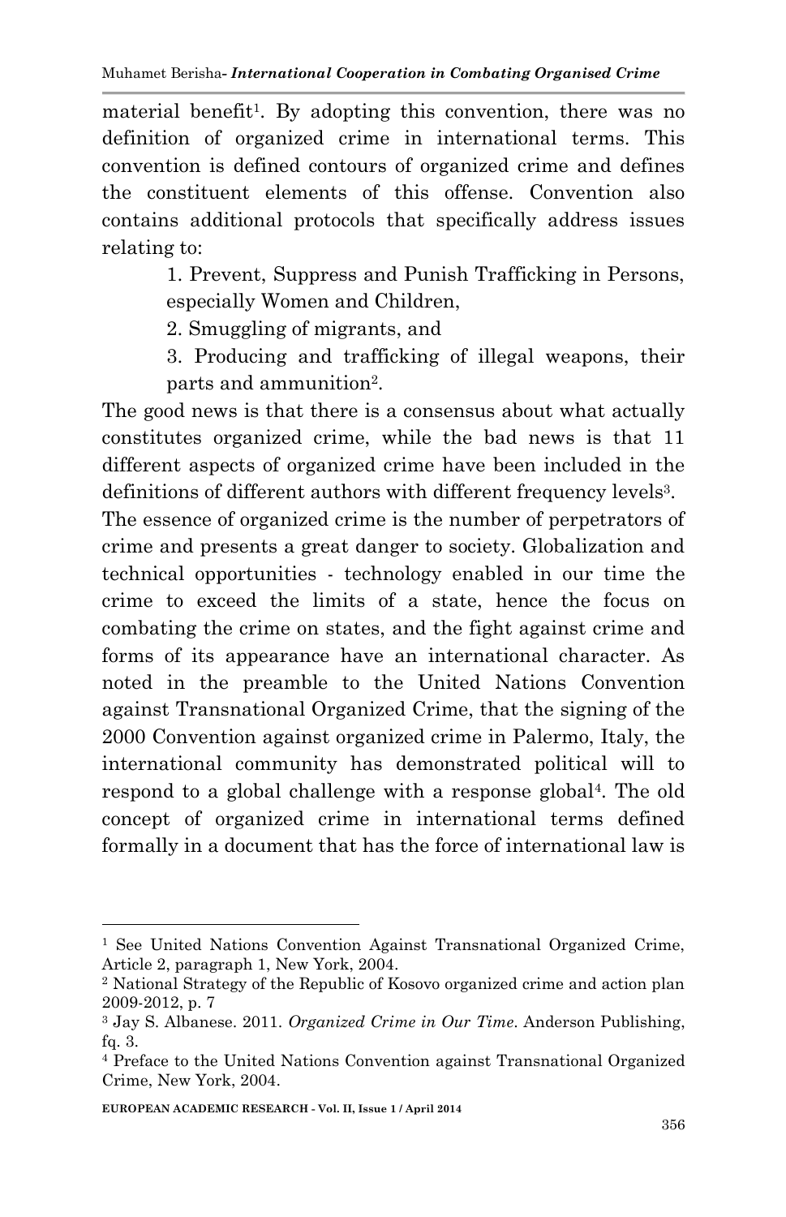material benefit[1]. By adopting this convention, there was no definition of organized crime in international terms. This convention is defined contours of organized crime and defines the constituent elements of this offense. Convention also contains additional protocols that specifically address issues relating to:

1. Prevent, Suppress and Punish Trafficking in Persons, especially Women and Children,
2. Smuggling of migrants, and
3. Producing and trafficking of illegal weapons, their parts and ammunition[2].

The good news is that there is a consensus about what actually constitutes organized crime, while the bad news is that 11 different aspects of organized crime have been included in the definitions of different authors with different frequency levels[3].

The essence of organized crime is the number of perpetrators of crime and presents a great danger to society. Globalization and technical opportunities - technology enabled in our time the crime to exceed the limits of a state, hence the focus on combating the crime on states, and the fight against crime and forms of its appearance have an international character. As noted in the preamble to the United Nations Convention against Transnational Organized Crime, that the signing of the 2000 Convention against organized crime in Palermo, Italy, the international community has demonstrated political will to respond to a global challenge with a response global[4]. The old concept of organized crime in international terms defined formally in a document that has the force of international law is

---

[1] See United Nations Convention Against Transnational Organized Crime, Article 2, paragraph 1, New York, 2004.

[2] National Strategy of the Republic of Kosovo organized crime and action plan 2009-2012, p. 7

[3] Jay S. Albanese. 2011. *Organized Crime in Our Time*. Anderson Publishing, fq. 3.

[4] Preface to the United Nations Convention against Transnational Organized Crime, New York, 2004.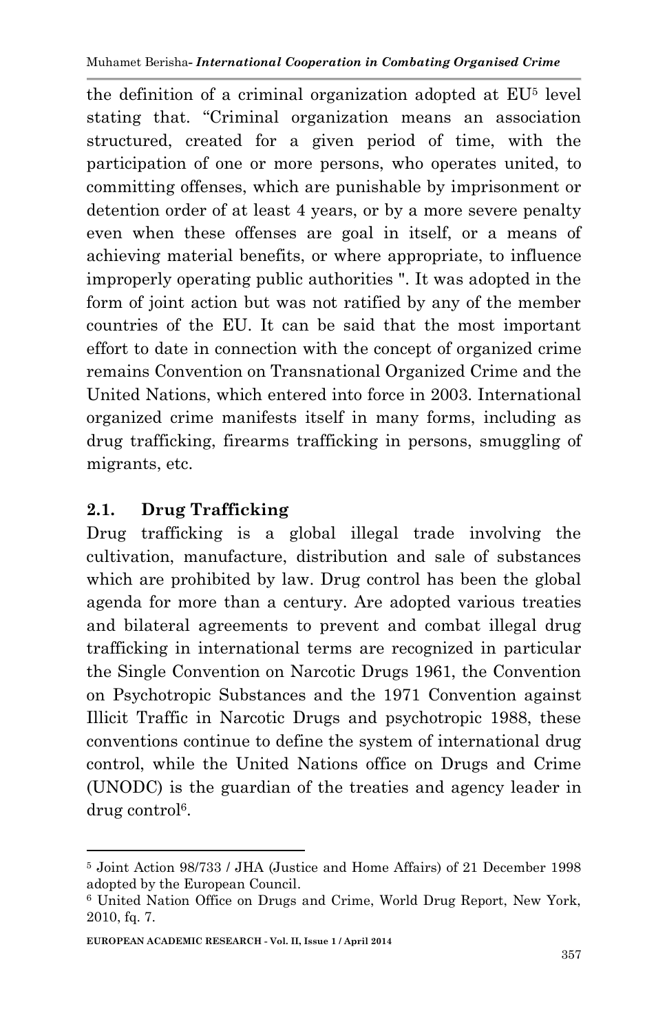the definition of a criminal organization adopted at EU[5] level stating that. "Criminal organization means an association structured, created for a given period of time, with the participation of one or more persons, who operates united, to committing offenses, which are punishable by imprisonment or detention order of at least 4 years, or by a more severe penalty even when these offenses are goal in itself, or a means of achieving material benefits, or where appropriate, to influence improperly operating public authorities ". It was adopted in the form of joint action but was not ratified by any of the member countries of the EU. It can be said that the most important effort to date in connection with the concept of organized crime remains Convention on Transnational Organized Crime and the United Nations, which entered into force in 2003. International organized crime manifests itself in many forms, including as drug trafficking, firearms trafficking in persons, smuggling of migrants, etc.

## 2.1. Drug Trafficking

Drug trafficking is a global illegal trade involving the cultivation, manufacture, distribution and sale of substances which are prohibited by law. Drug control has been the global agenda for more than a century. Are adopted various treaties and bilateral agreements to prevent and combat illegal drug trafficking in international terms are recognized in particular the Single Convention on Narcotic Drugs 1961, the Convention on Psychotropic Substances and the 1971 Convention against Illicit Traffic in Narcotic Drugs and psychotropic 1988, these conventions continue to define the system of international drug control, while the United Nations office on Drugs and Crime (UNODC) is the guardian of the treaties and agency leader in drug control[6].

---

[5] Joint Action 98/733 / JHA (Justice and Home Affairs) of 21 December 1998 adopted by the European Council.

[6] United Nation Office on Drugs and Crime, World Drug Report, New York, 2010, fq. 7.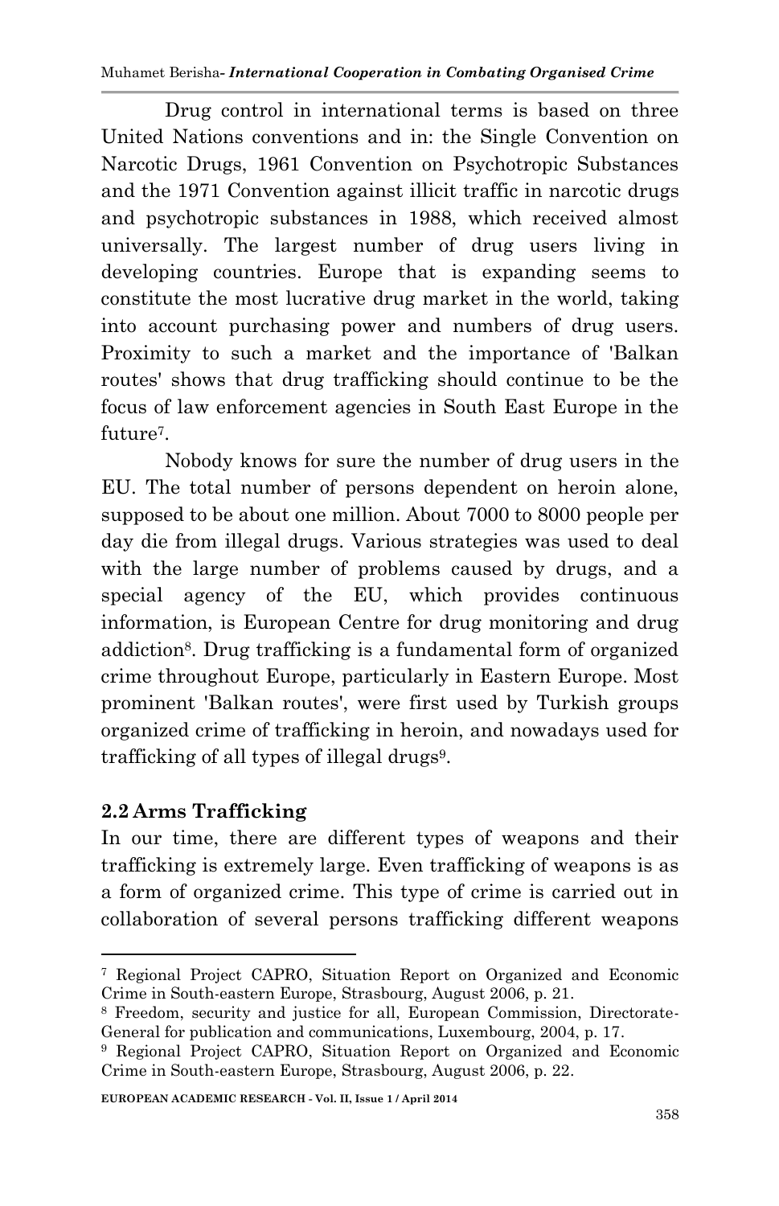Drug control in international terms is based on three United Nations conventions and in: the Single Convention on Narcotic Drugs, 1961 Convention on Psychotropic Substances and the 1971 Convention against illicit traffic in narcotic drugs and psychotropic substances in 1988, which received almost universally. The largest number of drug users living in developing countries. Europe that is expanding seems to constitute the most lucrative drug market in the world, taking into account purchasing power and numbers of drug users. Proximity to such a market and the importance of 'Balkan routes' shows that drug trafficking should continue to be the focus of law enforcement agencies in South East Europe in the future[7].

Nobody knows for sure the number of drug users in the EU. The total number of persons dependent on heroin alone, supposed to be about one million. About 7000 to 8000 people per day die from illegal drugs. Various strategies was used to deal with the large number of problems caused by drugs, and a special agency of the EU, which provides continuous information, is European Centre for drug monitoring and drug addiction[8]. Drug trafficking is a fundamental form of organized crime throughout Europe, particularly in Eastern Europe. Most prominent 'Balkan routes', were first used by Turkish groups organized crime of trafficking in heroin, and nowadays used for trafficking of all types of illegal drugs[9].

## 2.2 Arms Trafficking

In our time, there are different types of weapons and their trafficking is extremely large. Even trafficking of weapons is as a form of organized crime. This type of crime is carried out in collaboration of several persons trafficking different weapons

---

[7] Regional Project CAPRO, Situation Report on Organized and Economic Crime in South-eastern Europe, Strasbourg, August 2006, p. 21.

[8] Freedom, security and justice for all, European Commission, Directorate-General for publication and communications, Luxembourg, 2004, p. 17.

[9] Regional Project CAPRO, Situation Report on Organized and Economic Crime in South-eastern Europe, Strasbourg, August 2006, p. 22.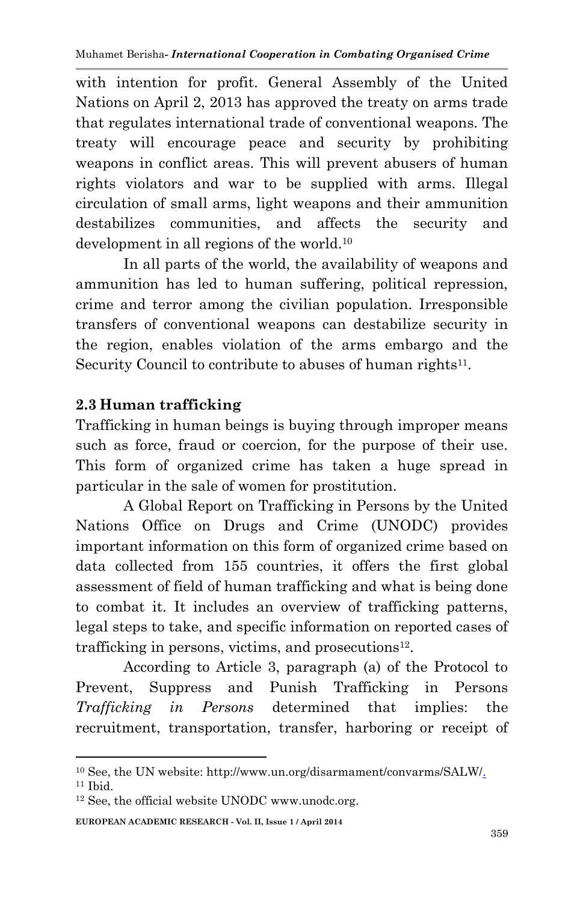with intention for profit. General Assembly of the United Nations on April 2, 2013 has approved the treaty on arms trade that regulates international trade of conventional weapons. The treaty will encourage peace and security by prohibiting weapons in conflict areas. This will prevent abusers of human rights violators and war to be supplied with arms. Illegal circulation of small arms, light weapons and their ammunition destabilizes communities, and affects the security and development in all regions of the world.[10]

In all parts of the world, the availability of weapons and ammunition has led to human suffering, political repression, crime and terror among the civilian population. Irresponsible transfers of conventional weapons can destabilize security in the region, enables violation of the arms embargo and the Security Council to contribute to abuses of human rights[11].

### 2.3 Human trafficking

Trafficking in human beings is buying through improper means such as force, fraud or coercion, for the purpose of their use. This form of organized crime has taken a huge spread in particular in the sale of women for prostitution.

A Global Report on Trafficking in Persons by the United Nations Office on Drugs and Crime (UNODC) provides important information on this form of organized crime based on data collected from 155 countries, it offers the first global assessment of field of human trafficking and what is being done to combat it. It includes an overview of trafficking patterns, legal steps to take, and specific information on reported cases of trafficking in persons, victims, and prosecutions[12].

According to Article 3, paragraph (a) of the Protocol to Prevent, Suppress and Punish Trafficking in Persons *Trafficking in Persons* determined that implies: the recruitment, transportation, transfer, harboring or receipt of

---

[10] See, the UN website: http://www.un.org/disarmament/convarms/SALW/.

[11] Ibid.

[12] See, the official website UNODC www.unodc.org.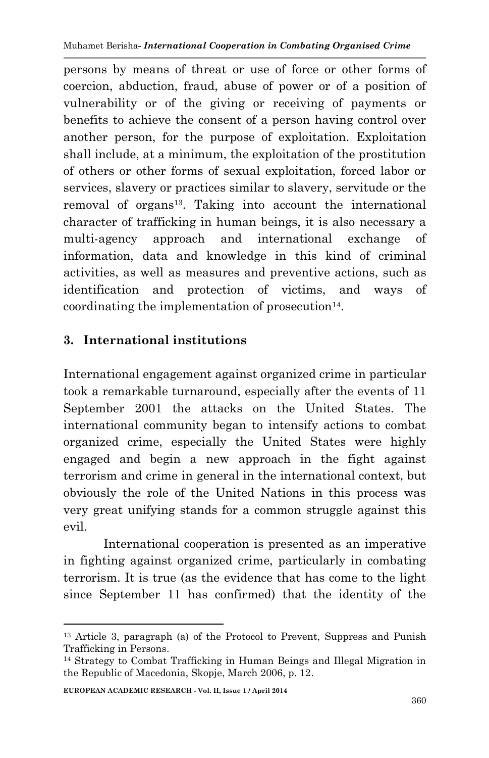persons by means of threat or use of force or other forms of coercion, abduction, fraud, abuse of power or of a position of vulnerability or of the giving or receiving of payments or benefits to achieve the consent of a person having control over another person, for the purpose of exploitation. Exploitation shall include, at a minimum, the exploitation of the prostitution of others or other forms of sexual exploitation, forced labor or services, slavery or practices similar to slavery, servitude or the removal of organs[13]. Taking into account the international character of trafficking in human beings, it is also necessary a multi-agency approach and international exchange of information, data and knowledge in this kind of criminal activities, as well as measures and preventive actions, such as identification and protection of victims, and ways of coordinating the implementation of prosecution[14].

## 3. International institutions

International engagement against organized crime in particular took a remarkable turnaround, especially after the events of 11 September 2001 the attacks on the United States. The international community began to intensify actions to combat organized crime, especially the United States were highly engaged and begin a new approach in the fight against terrorism and crime in general in the international context, but obviously the role of the United Nations in this process was very great unifying stands for a common struggle against this evil.

International cooperation is presented as an imperative in fighting against organized crime, particularly in combating terrorism. It is true (as the evidence that has come to the light since September 11 has confirmed) that the identity of the

---

[13] Article 3, paragraph (a) of the Protocol to Prevent, Suppress and Punish Trafficking in Persons.

[14] Strategy to Combat Trafficking in Human Beings and Illegal Migration in the Republic of Macedonia, Skopje, March 2006, p. 12.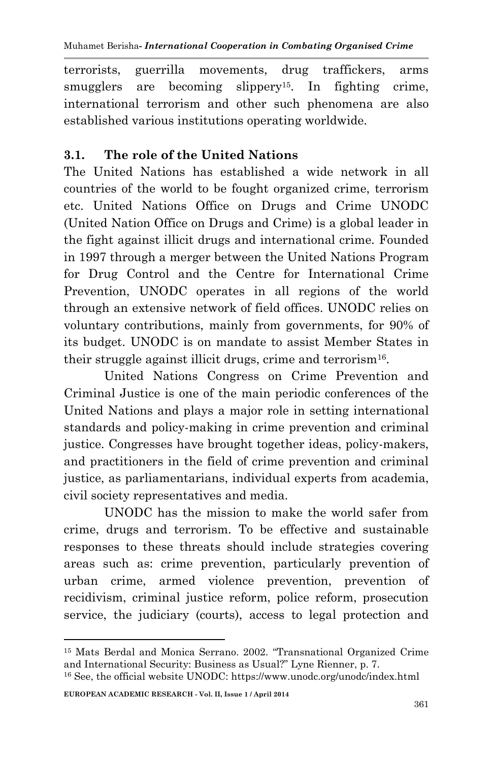terrorists, guerrilla movements, drug traffickers, arms smugglers are becoming slippery[15]. In fighting crime, international terrorism and other such phenomena are also established various institutions operating worldwide.

### 3.1. The role of the United Nations

The United Nations has established a wide network in all countries of the world to be fought organized crime, terrorism etc. United Nations Office on Drugs and Crime UNODC (United Nation Office on Drugs and Crime) is a global leader in the fight against illicit drugs and international crime. Founded in 1997 through a merger between the United Nations Program for Drug Control and the Centre for International Crime Prevention, UNODC operates in all regions of the world through an extensive network of field offices. UNODC relies on voluntary contributions, mainly from governments, for 90% of its budget. UNODC is on mandate to assist Member States in their struggle against illicit drugs, crime and terrorism[16].

United Nations Congress on Crime Prevention and Criminal Justice is one of the main periodic conferences of the United Nations and plays a major role in setting international standards and policy-making in crime prevention and criminal justice. Congresses have brought together ideas, policy-makers, and practitioners in the field of crime prevention and criminal justice, as parliamentarians, individual experts from academia, civil society representatives and media.

UNODC has the mission to make the world safer from crime, drugs and terrorism. To be effective and sustainable responses to these threats should include strategies covering areas such as: crime prevention, particularly prevention of urban crime, armed violence prevention, prevention of recidivism, criminal justice reform, police reform, prosecution service, the judiciary (courts), access to legal protection and

---

[15] Mats Berdal and Monica Serrano. 2002. "Transnational Organized Crime and International Security: Business as Usual?" Lyne Rienner, p. 7.

[16] See, the official website UNODC: https://www.unodc.org/unodc/index.html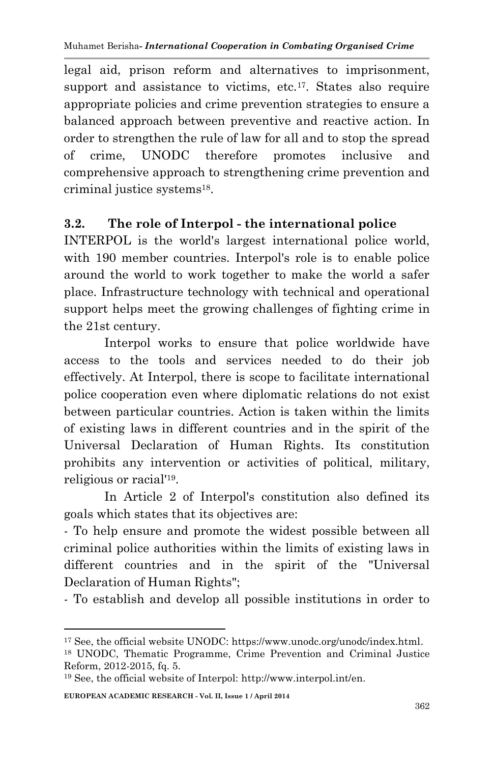legal aid, prison reform and alternatives to imprisonment, support and assistance to victims, etc.[17]. States also require appropriate policies and crime prevention strategies to ensure a balanced approach between preventive and reactive action. In order to strengthen the rule of law for all and to stop the spread of crime, UNODC therefore promotes inclusive and comprehensive approach to strengthening crime prevention and criminal justice systems[18].

### 3.2. The role of Interpol - the international police

INTERPOL is the world's largest international police world, with 190 member countries. Interpol's role is to enable police around the world to work together to make the world a safer place. Infrastructure technology with technical and operational support helps meet the growing challenges of fighting crime in the 21st century.

Interpol works to ensure that police worldwide have access to the tools and services needed to do their job effectively. At Interpol, there is scope to facilitate international police cooperation even where diplomatic relations do not exist between particular countries. Action is taken within the limits of existing laws in different countries and in the spirit of the Universal Declaration of Human Rights. Its constitution prohibits any intervention or activities of political, military, religious or racial'[19].

In Article 2 of Interpol's constitution also defined its goals which states that its objectives are:

- To help ensure and promote the widest possible between all criminal police authorities within the limits of existing laws in different countries and in the spirit of the "Universal Declaration of Human Rights";
- To establish and develop all possible institutions in order to

---

[17] See, the official website UNODC: https://www.unodc.org/unodc/index.html.

[18] UNODC, Thematic Programme, Crime Prevention and Criminal Justice Reform, 2012-2015, fq. 5.

[19] See, the official website of Interpol: http://www.interpol.int/en.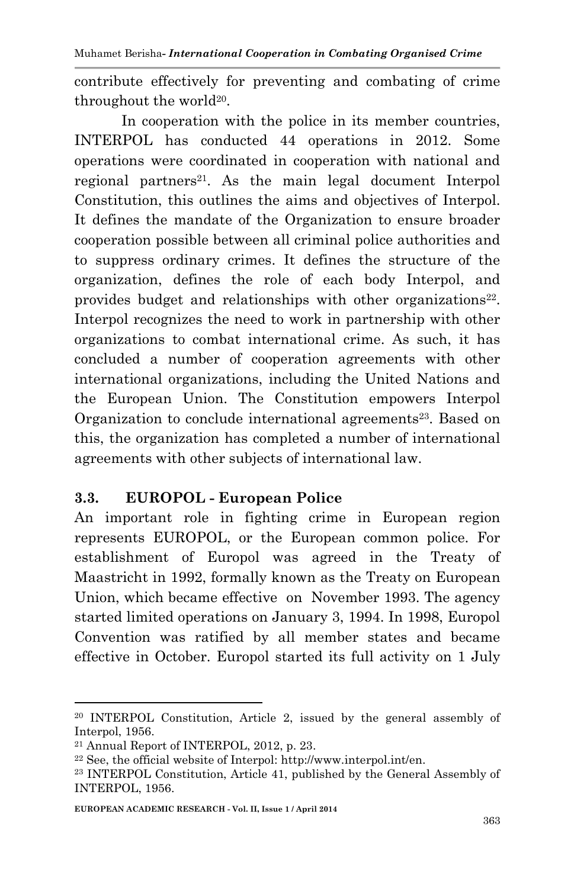contribute effectively for preventing and combating of crime throughout the world[20].

In cooperation with the police in its member countries, INTERPOL has conducted 44 operations in 2012. Some operations were coordinated in cooperation with national and regional partners[21]. As the main legal document Interpol Constitution, this outlines the aims and objectives of Interpol. It defines the mandate of the Organization to ensure broader cooperation possible between all criminal police authorities and to suppress ordinary crimes. It defines the structure of the organization, defines the role of each body Interpol, and provides budget and relationships with other organizations[22]. Interpol recognizes the need to work in partnership with other organizations to combat international crime. As such, it has concluded a number of cooperation agreements with other international organizations, including the United Nations and the European Union. The Constitution empowers Interpol Organization to conclude international agreements[23]. Based on this, the organization has completed a number of international agreements with other subjects of international law.

### 3.3. EUROPOL - European Police

An important role in fighting crime in European region represents EUROPOL, or the European common police. For establishment of Europol was agreed in the Treaty of Maastricht in 1992, formally known as the Treaty on European Union, which became effective on November 1993. The agency started limited operations on January 3, 1994. In 1998, Europol Convention was ratified by all member states and became effective in October. Europol started its full activity on 1 July

---

[20] INTERPOL Constitution, Article 2, issued by the general assembly of Interpol, 1956.

[21] Annual Report of INTERPOL, 2012, p. 23.

[22] See, the official website of Interpol: http://www.interpol.int/en.

[23] INTERPOL Constitution, Article 41, published by the General Assembly of INTERPOL, 1956.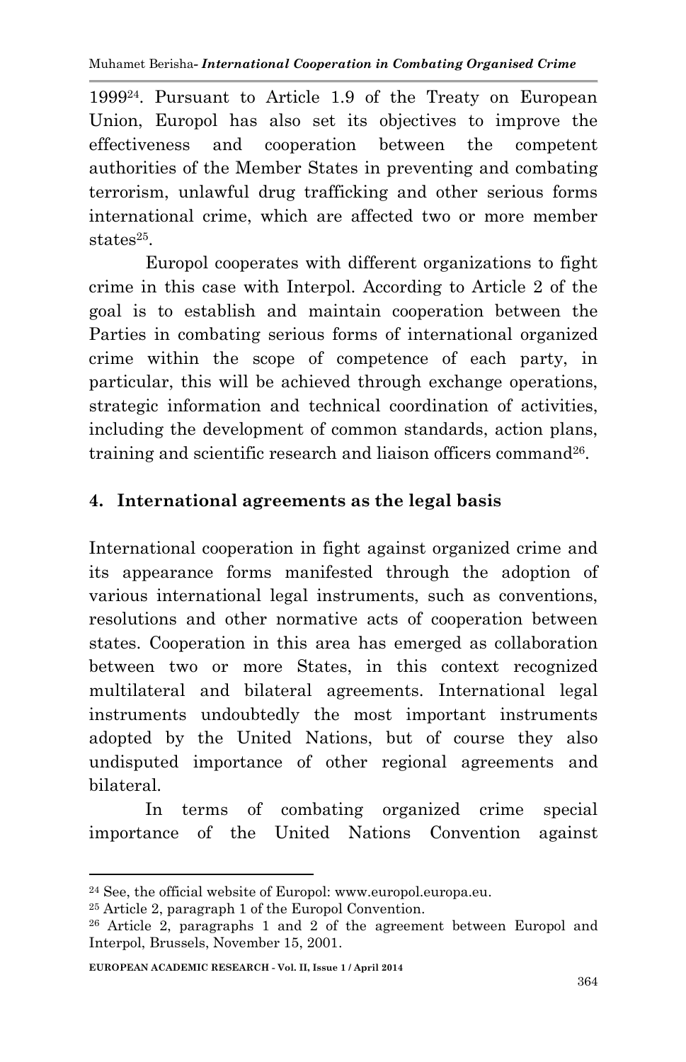1999[24]. Pursuant to Article 1.9 of the Treaty on European Union, Europol has also set its objectives to improve the effectiveness and cooperation between the competent authorities of the Member States in preventing and combating terrorism, unlawful drug trafficking and other serious forms international crime, which are affected two or more member states[25].

Europol cooperates with different organizations to fight crime in this case with Interpol. According to Article 2 of the goal is to establish and maintain cooperation between the Parties in combating serious forms of international organized crime within the scope of competence of each party, in particular, this will be achieved through exchange operations, strategic information and technical coordination of activities, including the development of common standards, action plans, training and scientific research and liaison officers command[26].

## 4. International agreements as the legal basis

International cooperation in fight against organized crime and its appearance forms manifested through the adoption of various international legal instruments, such as conventions, resolutions and other normative acts of cooperation between states. Cooperation in this area has emerged as collaboration between two or more States, in this context recognized multilateral and bilateral agreements. International legal instruments undoubtedly the most important instruments adopted by the United Nations, but of course they also undisputed importance of other regional agreements and bilateral.

In terms of combating organized crime special importance of the United Nations Convention against

---

[24] See, the official website of Europol: www.europol.europa.eu.

[25] Article 2, paragraph 1 of the Europol Convention.

[26] Article 2, paragraphs 1 and 2 of the agreement between Europol and Interpol, Brussels, November 15, 2001.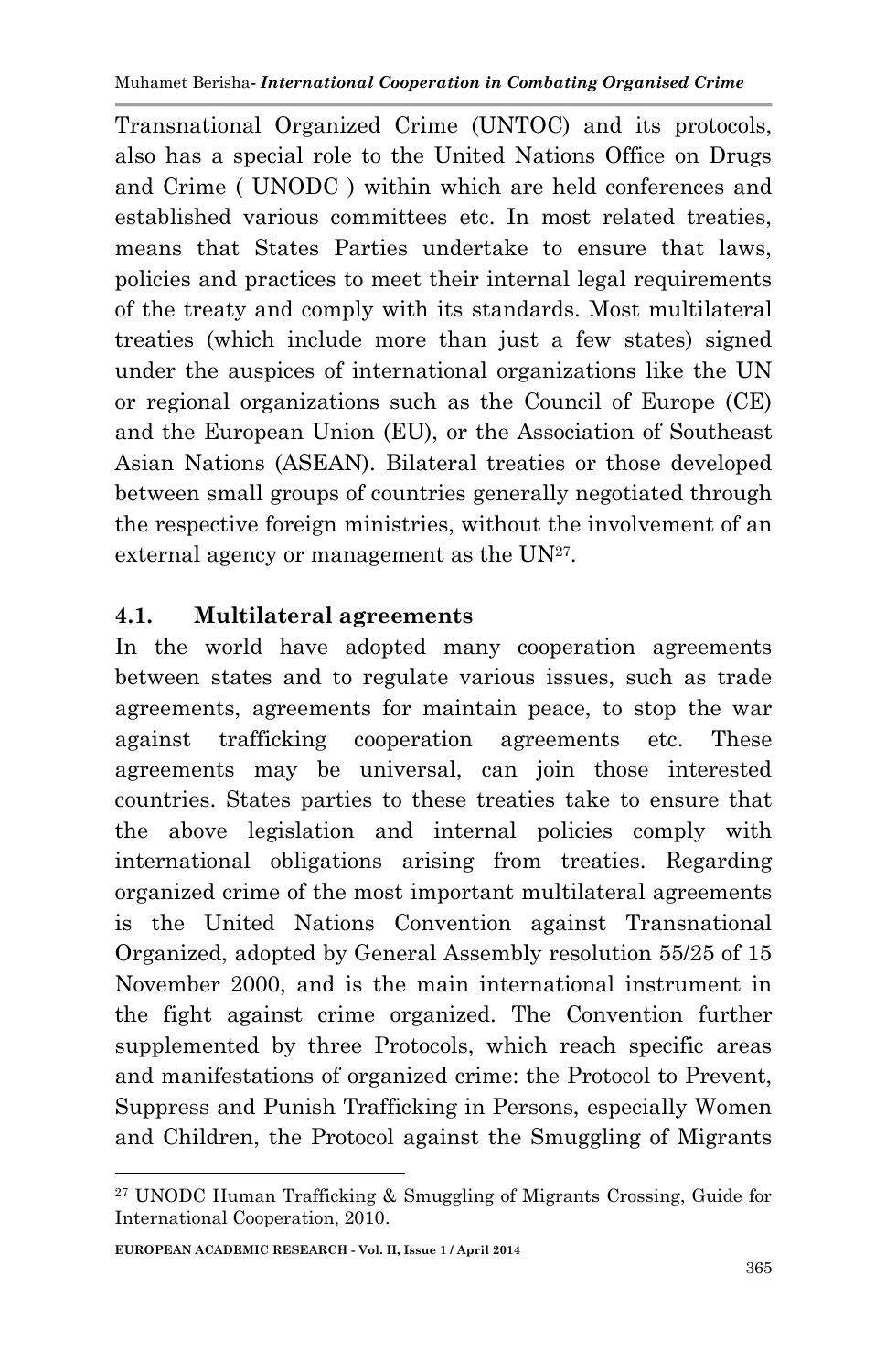Transnational Organized Crime (UNTOC) and its protocols, also has a special role to the United Nations Office on Drugs and Crime ( UNODC ) within which are held conferences and established various committees etc. In most related treaties, means that States Parties undertake to ensure that laws, policies and practices to meet their internal legal requirements of the treaty and comply with its standards. Most multilateral treaties (which include more than just a few states) signed under the auspices of international organizations like the UN or regional organizations such as the Council of Europe (CE) and the European Union (EU), or the Association of Southeast Asian Nations (ASEAN). Bilateral treaties or those developed between small groups of countries generally negotiated through the respective foreign ministries, without the involvement of an external agency or management as the UN[27].

## 4.1. Multilateral agreements

In the world have adopted many cooperation agreements between states and to regulate various issues, such as trade agreements, agreements for maintain peace, to stop the war against trafficking cooperation agreements etc. These agreements may be universal, can join those interested countries. States parties to these treaties take to ensure that the above legislation and internal policies comply with international obligations arising from treaties. Regarding organized crime of the most important multilateral agreements is the United Nations Convention against Transnational Organized, adopted by General Assembly resolution 55/25 of 15 November 2000, and is the main international instrument in the fight against crime organized. The Convention further supplemented by three Protocols, which reach specific areas and manifestations of organized crime: the Protocol to Prevent, Suppress and Punish Trafficking in Persons, especially Women and Children, the Protocol against the Smuggling of Migrants

---

[27] UNODC Human Trafficking & Smuggling of Migrants Crossing, Guide for International Cooperation, 2010.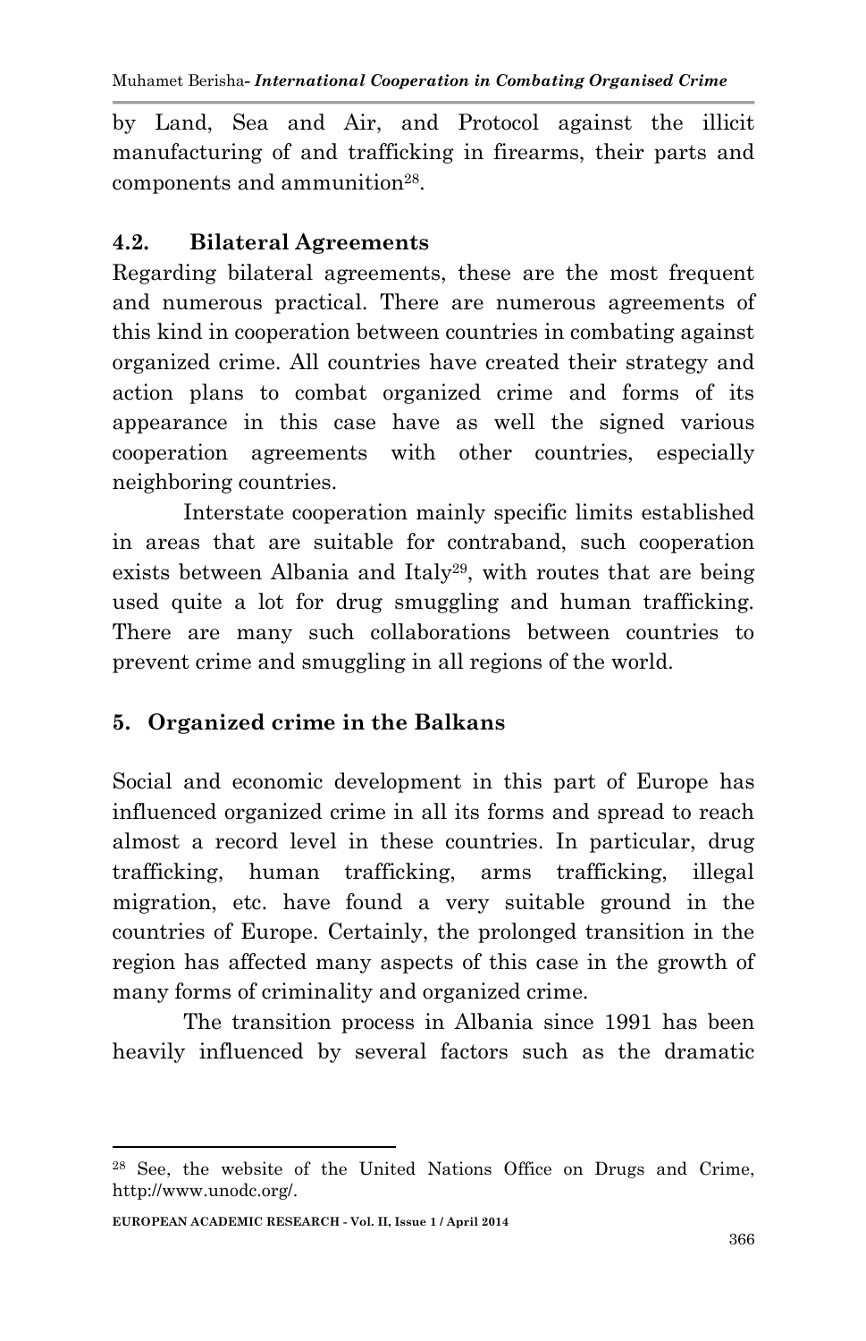by Land, Sea and Air, and Protocol against the illicit manufacturing of and trafficking in firearms, their parts and components and ammunition[28].

### 4.2. Bilateral Agreements

Regarding bilateral agreements, these are the most frequent and numerous practical. There are numerous agreements of this kind in cooperation between countries in combating against organized crime. All countries have created their strategy and action plans to combat organized crime and forms of its appearance in this case have as well the signed various cooperation agreements with other countries, especially neighboring countries.

Interstate cooperation mainly specific limits established in areas that are suitable for contraband, such cooperation exists between Albania and Italy[29], with routes that are being used quite a lot for drug smuggling and human trafficking. There are many such collaborations between countries to prevent crime and smuggling in all regions of the world.

## 5. Organized crime in the Balkans

Social and economic development in this part of Europe has influenced organized crime in all its forms and spread to reach almost a record level in these countries. In particular, drug trafficking, human trafficking, arms trafficking, illegal migration, etc. have found a very suitable ground in the countries of Europe. Certainly, the prolonged transition in the region has affected many aspects of this case in the growth of many forms of criminality and organized crime.

The transition process in Albania since 1991 has been heavily influenced by several factors such as the dramatic

---

[28] See, the website of the United Nations Office on Drugs and Crime, http://www.unodc.org/.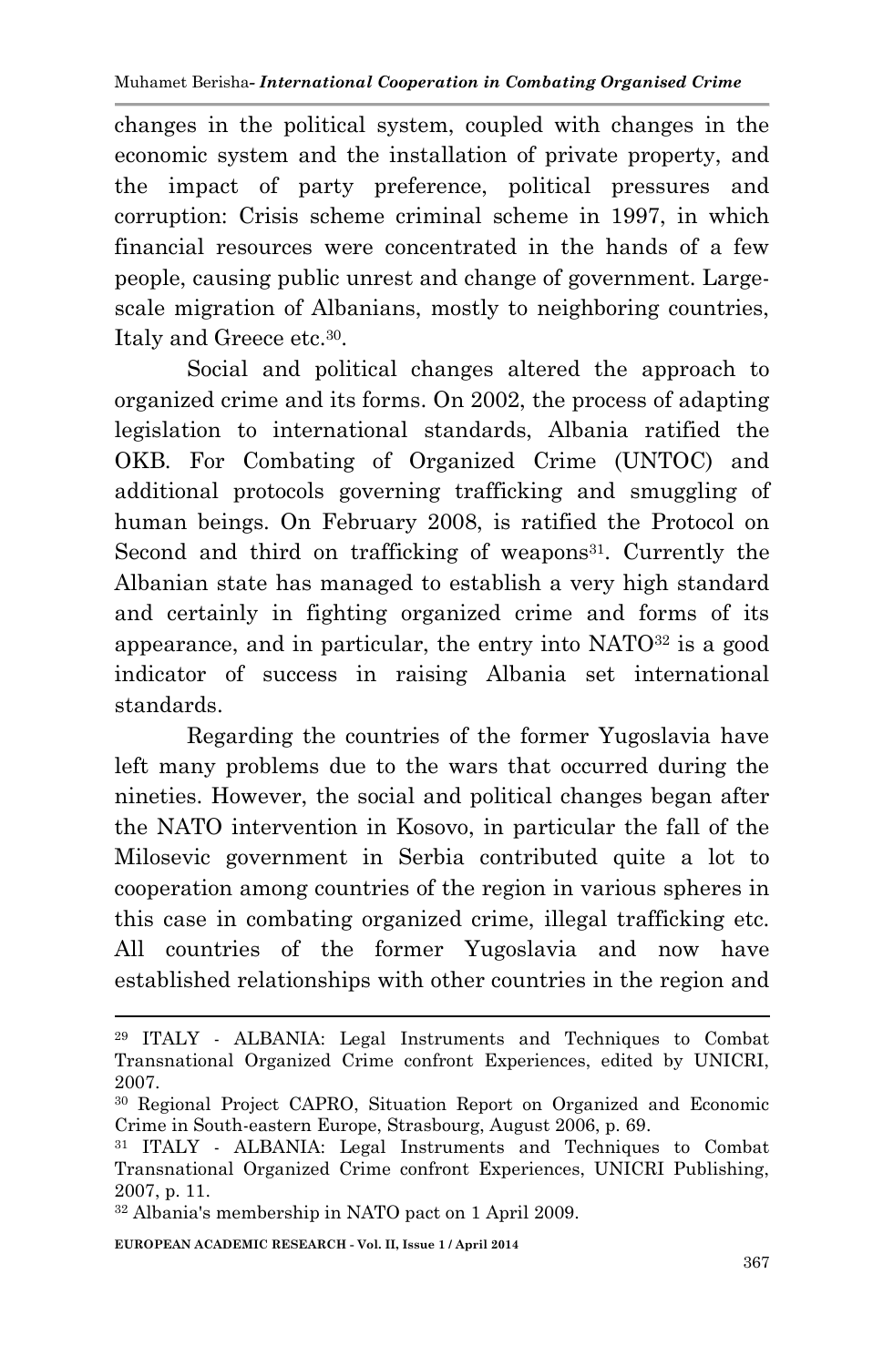changes in the political system, coupled with changes in the economic system and the installation of private property, and the impact of party preference, political pressures and corruption: Crisis scheme criminal scheme in 1997, in which financial resources were concentrated in the hands of a few people, causing public unrest and change of government. Large-scale migration of Albanians, mostly to neighboring countries, Italy and Greece etc.[30].

Social and political changes altered the approach to organized crime and its forms. On 2002, the process of adapting legislation to international standards, Albania ratified the OKB. For Combating of Organized Crime (UNTOC) and additional protocols governing trafficking and smuggling of human beings. On February 2008, is ratified the Protocol on Second and third on trafficking of weapons[31]. Currently the Albanian state has managed to establish a very high standard and certainly in fighting organized crime and forms of its appearance, and in particular, the entry into NATO[32] is a good indicator of success in raising Albania set international standards.

Regarding the countries of the former Yugoslavia have left many problems due to the wars that occurred during the nineties. However, the social and political changes began after the NATO intervention in Kosovo, in particular the fall of the Milosevic government in Serbia contributed quite a lot to cooperation among countries of the region in various spheres in this case in combating organized crime, illegal trafficking etc. All countries of the former Yugoslavia and now have established relationships with other countries in the region and

---

[29] ITALY - ALBANIA: Legal Instruments and Techniques to Combat Transnational Organized Crime confront Experiences, edited by UNICRI, 2007.

[30] Regional Project CAPRO, Situation Report on Organized and Economic Crime in South-eastern Europe, Strasbourg, August 2006, p. 69.

[31] ITALY - ALBANIA: Legal Instruments and Techniques to Combat Transnational Organized Crime confront Experiences, UNICRI Publishing, 2007, p. 11.

[32] Albania's membership in NATO pact on 1 April 2009.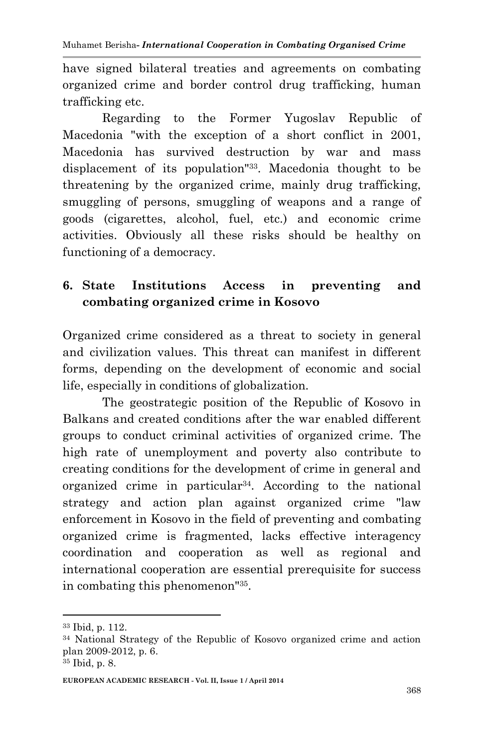have signed bilateral treaties and agreements on combating organized crime and border control drug trafficking, human trafficking etc.

Regarding to the Former Yugoslav Republic of Macedonia "with the exception of a short conflict in 2001, Macedonia has survived destruction by war and mass displacement of its population"[33]. Macedonia thought to be threatening by the organized crime, mainly drug trafficking, smuggling of persons, smuggling of weapons and a range of goods (cigarettes, alcohol, fuel, etc.) and economic crime activities. Obviously all these risks should be healthy on functioning of a democracy.

## 6. State Institutions Access in preventing and combating organized crime in Kosovo

Organized crime considered as a threat to society in general and civilization values. This threat can manifest in different forms, depending on the development of economic and social life, especially in conditions of globalization.

The geostrategic position of the Republic of Kosovo in Balkans and created conditions after the war enabled different groups to conduct criminal activities of organized crime. The high rate of unemployment and poverty also contribute to creating conditions for the development of crime in general and organized crime in particular[34]. According to the national strategy and action plan against organized crime "law enforcement in Kosovo in the field of preventing and combating organized crime is fragmented, lacks effective interagency coordination and cooperation as well as regional and international cooperation are essential prerequisite for success in combating this phenomenon"[35].

---

[33] Ibid, p. 112.

[34] National Strategy of the Republic of Kosovo organized crime and action plan 2009-2012, p. 6.

[35] Ibid, p. 8.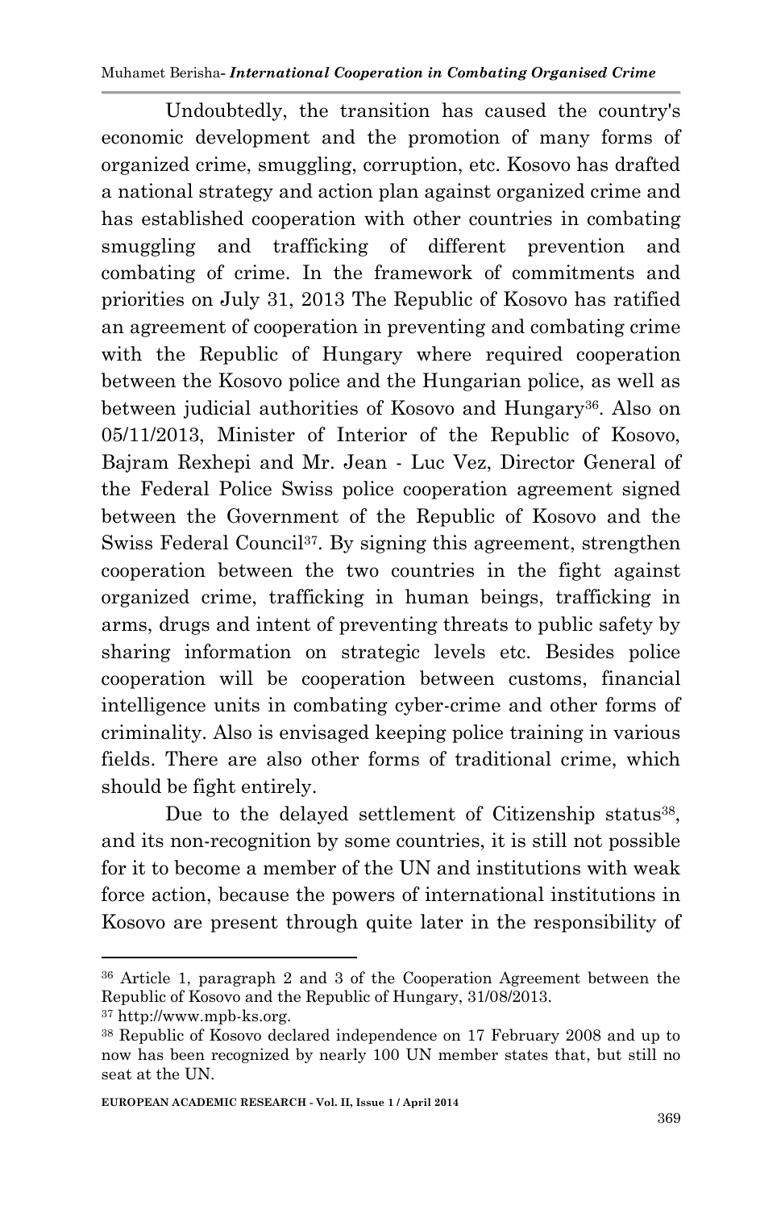Undoubtedly, the transition has caused the country's economic development and the promotion of many forms of organized crime, smuggling, corruption, etc. Kosovo has drafted a national strategy and action plan against organized crime and has established cooperation with other countries in combating smuggling and trafficking of different prevention and combating of crime. In the framework of commitments and priorities on July 31, 2013 The Republic of Kosovo has ratified an agreement of cooperation in preventing and combating crime with the Republic of Hungary where required cooperation between the Kosovo police and the Hungarian police, as well as between judicial authorities of Kosovo and Hungary[36]. Also on 05/11/2013, Minister of Interior of the Republic of Kosovo, Bajram Rexhepi and Mr. Jean - Luc Vez, Director General of the Federal Police Swiss police cooperation agreement signed between the Government of the Republic of Kosovo and the Swiss Federal Council[37]. By signing this agreement, strengthen cooperation between the two countries in the fight against organized crime, trafficking in human beings, trafficking in arms, drugs and intent of preventing threats to public safety by sharing information on strategic levels etc. Besides police cooperation will be cooperation between customs, financial intelligence units in combating cyber-crime and other forms of criminality. Also is envisaged keeping police training in various fields. There are also other forms of traditional crime, which should be fight entirely.

Due to the delayed settlement of Citizenship status[38], and its non-recognition by some countries, it is still not possible for it to become a member of the UN and institutions with weak force action, because the powers of international institutions in Kosovo are present through quite later in the responsibility of

---

[36] Article 1, paragraph 2 and 3 of the Cooperation Agreement between the Republic of Kosovo and the Republic of Hungary, 31/08/2013.

[37] http://www.mpb-ks.org.

[38] Republic of Kosovo declared independence on 17 February 2008 and up to now has been recognized by nearly 100 UN member states that, but still no seat at the UN.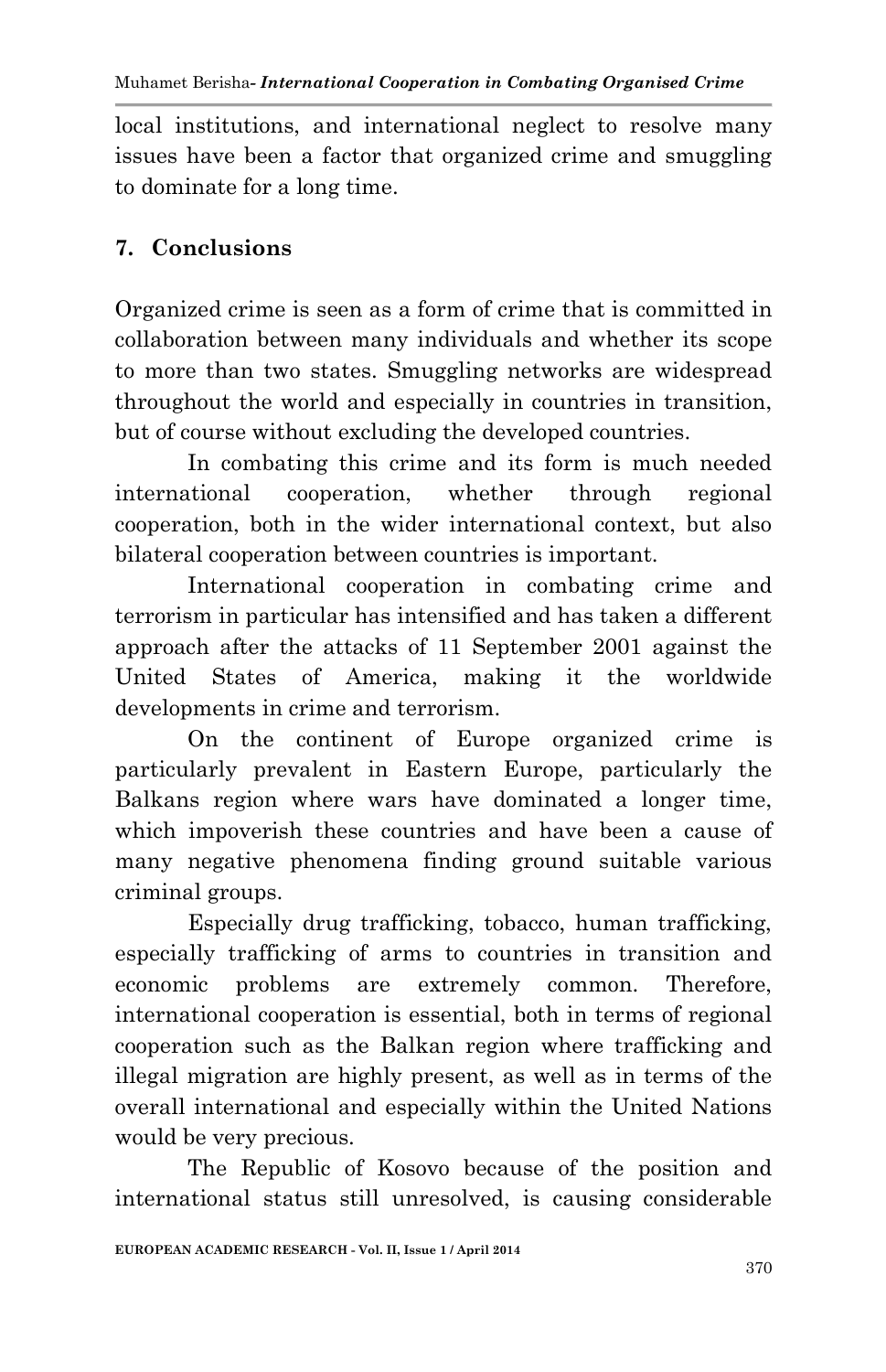local institutions, and international neglect to resolve many issues have been a factor that organized crime and smuggling to dominate for a long time.

## 7. Conclusions

Organized crime is seen as a form of crime that is committed in collaboration between many individuals and whether its scope to more than two states. Smuggling networks are widespread throughout the world and especially in countries in transition, but of course without excluding the developed countries.

In combating this crime and its form is much needed international cooperation, whether through regional cooperation, both in the wider international context, but also bilateral cooperation between countries is important.

International cooperation in combating crime and terrorism in particular has intensified and has taken a different approach after the attacks of 11 September 2001 against the United States of America, making it the worldwide developments in crime and terrorism.

On the continent of Europe organized crime is particularly prevalent in Eastern Europe, particularly the Balkans region where wars have dominated a longer time, which impoverish these countries and have been a cause of many negative phenomena finding ground suitable various criminal groups.

Especially drug trafficking, tobacco, human trafficking, especially trafficking of arms to countries in transition and economic problems are extremely common. Therefore, international cooperation is essential, both in terms of regional cooperation such as the Balkan region where trafficking and illegal migration are highly present, as well as in terms of the overall international and especially within the United Nations would be very precious.

The Republic of Kosovo because of the position and international status still unresolved, is causing considerable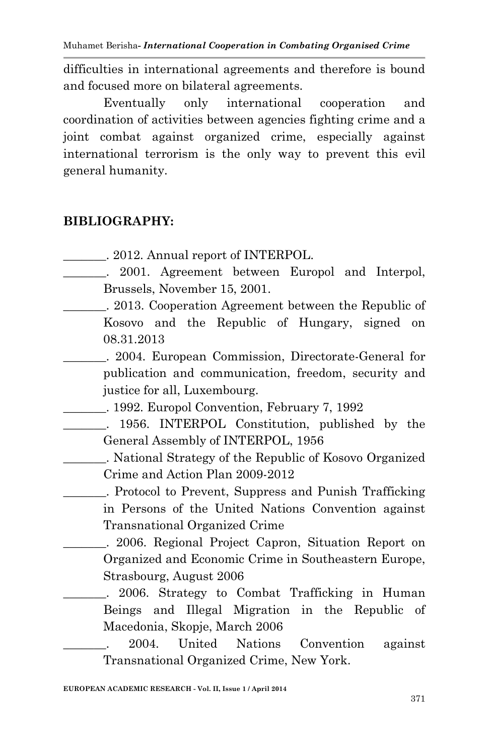difficulties in international agreements and therefore is bound and focused more on bilateral agreements.

Eventually only international cooperation and coordination of activities between agencies fighting crime and a joint combat against organized crime, especially against international terrorism is the only way to prevent this evil general humanity.

## BIBLIOGRAPHY:

_______. 2012. Annual report of INTERPOL.

_______. 2001. Agreement between Europol and Interpol, Brussels, November 15, 2001.

_______. 2013. Cooperation Agreement between the Republic of Kosovo and the Republic of Hungary, signed on 08.31.2013

_______. 2004. European Commission, Directorate-General for publication and communication, freedom, security and justice for all, Luxembourg.

_______. 1992. Europol Convention, February 7, 1992

_______. 1956. INTERPOL Constitution, published by the General Assembly of INTERPOL, 1956

_______. National Strategy of the Republic of Kosovo Organized Crime and Action Plan 2009-2012

_______. Protocol to Prevent, Suppress and Punish Trafficking in Persons of the United Nations Convention against Transnational Organized Crime

_______. 2006. Regional Project Capron, Situation Report on Organized and Economic Crime in Southeastern Europe, Strasbourg, August 2006

_______. 2006. Strategy to Combat Trafficking in Human Beings and Illegal Migration in the Republic of Macedonia, Skopje, March 2006

_______. 2004. United Nations Convention against Transnational Organized Crime, New York.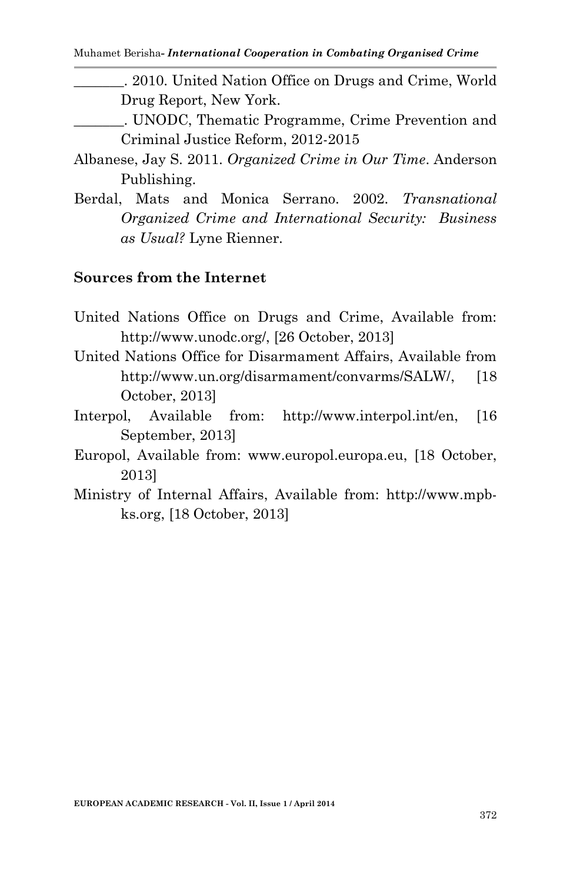_______. 2010. United Nation Office on Drugs and Crime, World Drug Report, New York.

_______. UNODC, Thematic Programme, Crime Prevention and Criminal Justice Reform, 2012-2015

Albanese, Jay S. 2011. *Organized Crime in Our Time*. Anderson Publishing.

Berdal, Mats and Monica Serrano. 2002. *Transnational Organized Crime and International Security: Business as Usual?* Lyne Rienner.

**Sources from the Internet**

United Nations Office on Drugs and Crime, Available from: http://www.unodc.org/, [26 October, 2013]

United Nations Office for Disarmament Affairs, Available from http://www.un.org/disarmament/convarms/SALW/, [18 October, 2013]

Interpol, Available from: http://www.interpol.int/en, [16 September, 2013]

Europol, Available from: www.europol.europa.eu, [18 October, 2013]

Ministry of Internal Affairs, Available from: http://www.mpb-ks.org, [18 October, 2013]